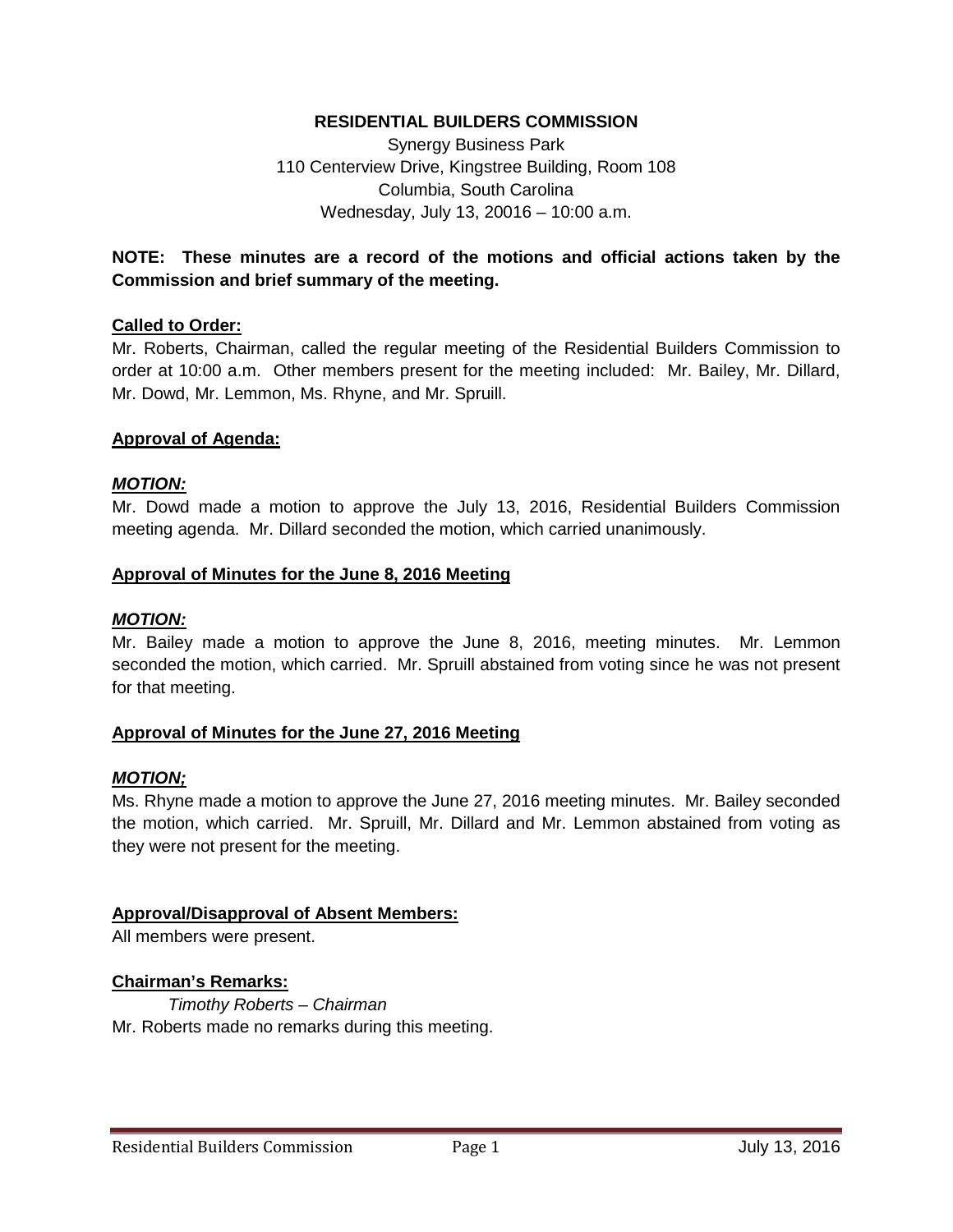**RESIDENTIAL BUILDERS COMMISSION**

Synergy Business Park
110 Centerview Drive, Kingstree Building, Room 108
Columbia, South Carolina
Wednesday, July 13, 20016 – 10:00 a.m.

**NOTE: These minutes are a record of the motions and official actions taken by the Commission and brief summary of the meeting.**

**Called to Order:**

Mr. Roberts, Chairman, called the regular meeting of the Residential Builders Commission to order at 10:00 a.m. Other members present for the meeting included: Mr. Bailey, Mr. Dillard, Mr. Dowd, Mr. Lemmon, Ms. Rhyne, and Mr. Spruill.

**Approval of Agenda:**

***MOTION:***

Mr. Dowd made a motion to approve the July 13, 2016, Residential Builders Commission meeting agenda. Mr. Dillard seconded the motion, which carried unanimously.

**Approval of Minutes for the June 8, 2016 Meeting**

***MOTION:***

Mr. Bailey made a motion to approve the June 8, 2016, meeting minutes. Mr. Lemmon seconded the motion, which carried. Mr. Spruill abstained from voting since he was not present for that meeting.

**Approval of Minutes for the June 27, 2016 Meeting**

***MOTION;***

Ms. Rhyne made a motion to approve the June 27, 2016 meeting minutes. Mr. Bailey seconded the motion, which carried. Mr. Spruill, Mr. Dillard and Mr. Lemmon abstained from voting as they were not present for the meeting.

**Approval/Disapproval of Absent Members:**

All members were present.

**Chairman's Remarks:**

*Timothy Roberts – Chairman*

Mr. Roberts made no remarks during this meeting.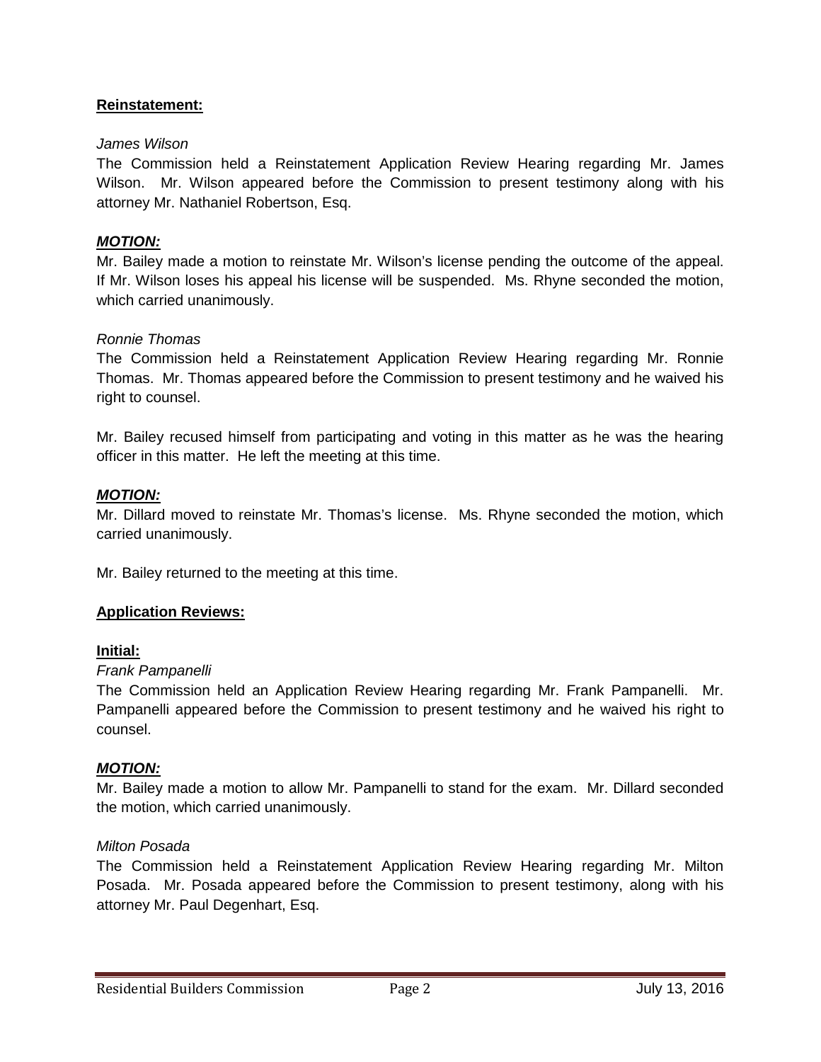**Reinstatement:**

*James Wilson*

The Commission held a Reinstatement Application Review Hearing regarding Mr. James Wilson. Mr. Wilson appeared before the Commission to present testimony along with his attorney Mr. Nathaniel Robertson, Esq.

***MOTION:***

Mr. Bailey made a motion to reinstate Mr. Wilson's license pending the outcome of the appeal. If Mr. Wilson loses his appeal his license will be suspended. Ms. Rhyne seconded the motion, which carried unanimously.

*Ronnie Thomas*

The Commission held a Reinstatement Application Review Hearing regarding Mr. Ronnie Thomas. Mr. Thomas appeared before the Commission to present testimony and he waived his right to counsel.

Mr. Bailey recused himself from participating and voting in this matter as he was the hearing officer in this matter. He left the meeting at this time.

***MOTION:***

Mr. Dillard moved to reinstate Mr. Thomas's license. Ms. Rhyne seconded the motion, which carried unanimously.

Mr. Bailey returned to the meeting at this time.

**Application Reviews:**

**Initial:**

*Frank Pampanelli*

The Commission held an Application Review Hearing regarding Mr. Frank Pampanelli. Mr. Pampanelli appeared before the Commission to present testimony and he waived his right to counsel.

***MOTION:***

Mr. Bailey made a motion to allow Mr. Pampanelli to stand for the exam. Mr. Dillard seconded the motion, which carried unanimously.

*Milton Posada*

The Commission held a Reinstatement Application Review Hearing regarding Mr. Milton Posada. Mr. Posada appeared before the Commission to present testimony, along with his attorney Mr. Paul Degenhart, Esq.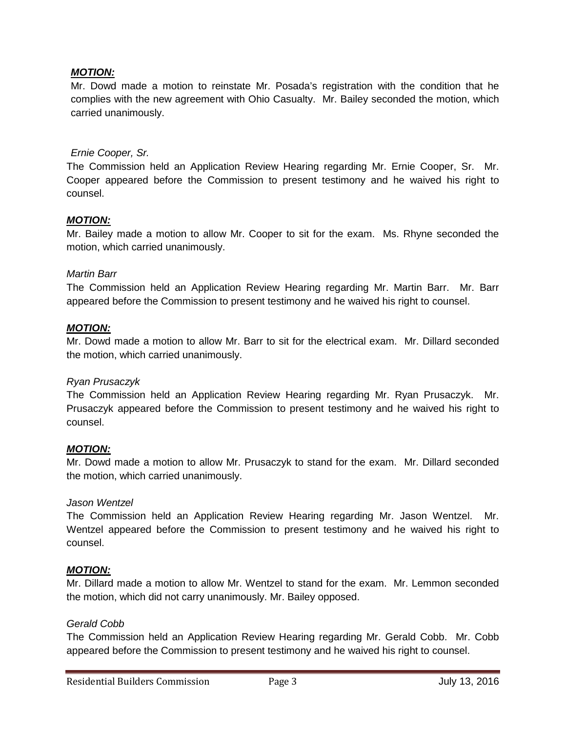***MOTION:***

Mr. Dowd made a motion to reinstate Mr. Posada's registration with the condition that he complies with the new agreement with Ohio Casualty. Mr. Bailey seconded the motion, which carried unanimously.

*Ernie Cooper, Sr.*

The Commission held an Application Review Hearing regarding Mr. Ernie Cooper, Sr. Mr. Cooper appeared before the Commission to present testimony and he waived his right to counsel.

***MOTION:***

Mr. Bailey made a motion to allow Mr. Cooper to sit for the exam. Ms. Rhyne seconded the motion, which carried unanimously.

*Martin Barr*

The Commission held an Application Review Hearing regarding Mr. Martin Barr. Mr. Barr appeared before the Commission to present testimony and he waived his right to counsel.

***MOTION:***

Mr. Dowd made a motion to allow Mr. Barr to sit for the electrical exam. Mr. Dillard seconded the motion, which carried unanimously.

*Ryan Prusaczyk*

The Commission held an Application Review Hearing regarding Mr. Ryan Prusaczyk. Mr. Prusaczyk appeared before the Commission to present testimony and he waived his right to counsel.

***MOTION:***

Mr. Dowd made a motion to allow Mr. Prusaczyk to stand for the exam. Mr. Dillard seconded the motion, which carried unanimously.

*Jason Wentzel*

The Commission held an Application Review Hearing regarding Mr. Jason Wentzel. Mr. Wentzel appeared before the Commission to present testimony and he waived his right to counsel.

***MOTION:***

Mr. Dillard made a motion to allow Mr. Wentzel to stand for the exam. Mr. Lemmon seconded the motion, which did not carry unanimously. Mr. Bailey opposed.

*Gerald Cobb*

The Commission held an Application Review Hearing regarding Mr. Gerald Cobb. Mr. Cobb appeared before the Commission to present testimony and he waived his right to counsel.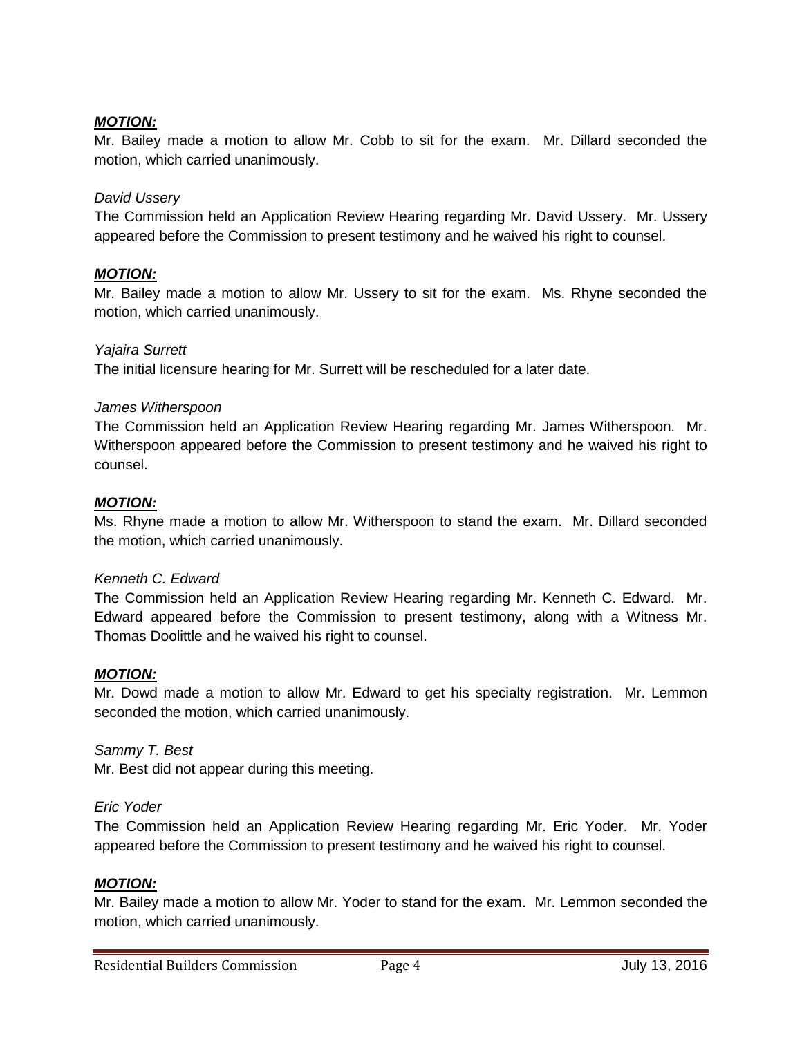***MOTION:***

Mr. Bailey made a motion to allow Mr. Cobb to sit for the exam. Mr. Dillard seconded the motion, which carried unanimously.

*David Ussery*

The Commission held an Application Review Hearing regarding Mr. David Ussery. Mr. Ussery appeared before the Commission to present testimony and he waived his right to counsel.

***MOTION:***

Mr. Bailey made a motion to allow Mr. Ussery to sit for the exam. Ms. Rhyne seconded the motion, which carried unanimously.

*Yajaira Surrett*

The initial licensure hearing for Mr. Surrett will be rescheduled for a later date.

*James Witherspoon*

The Commission held an Application Review Hearing regarding Mr. James Witherspoon. Mr. Witherspoon appeared before the Commission to present testimony and he waived his right to counsel.

***MOTION:***

Ms. Rhyne made a motion to allow Mr. Witherspoon to stand the exam. Mr. Dillard seconded the motion, which carried unanimously.

*Kenneth C. Edward*

The Commission held an Application Review Hearing regarding Mr. Kenneth C. Edward. Mr. Edward appeared before the Commission to present testimony, along with a Witness Mr. Thomas Doolittle and he waived his right to counsel.

***MOTION:***

Mr. Dowd made a motion to allow Mr. Edward to get his specialty registration. Mr. Lemmon seconded the motion, which carried unanimously.

*Sammy T. Best*

Mr. Best did not appear during this meeting.

*Eric Yoder*

The Commission held an Application Review Hearing regarding Mr. Eric Yoder. Mr. Yoder appeared before the Commission to present testimony and he waived his right to counsel.

***MOTION:***

Mr. Bailey made a motion to allow Mr. Yoder to stand for the exam. Mr. Lemmon seconded the motion, which carried unanimously.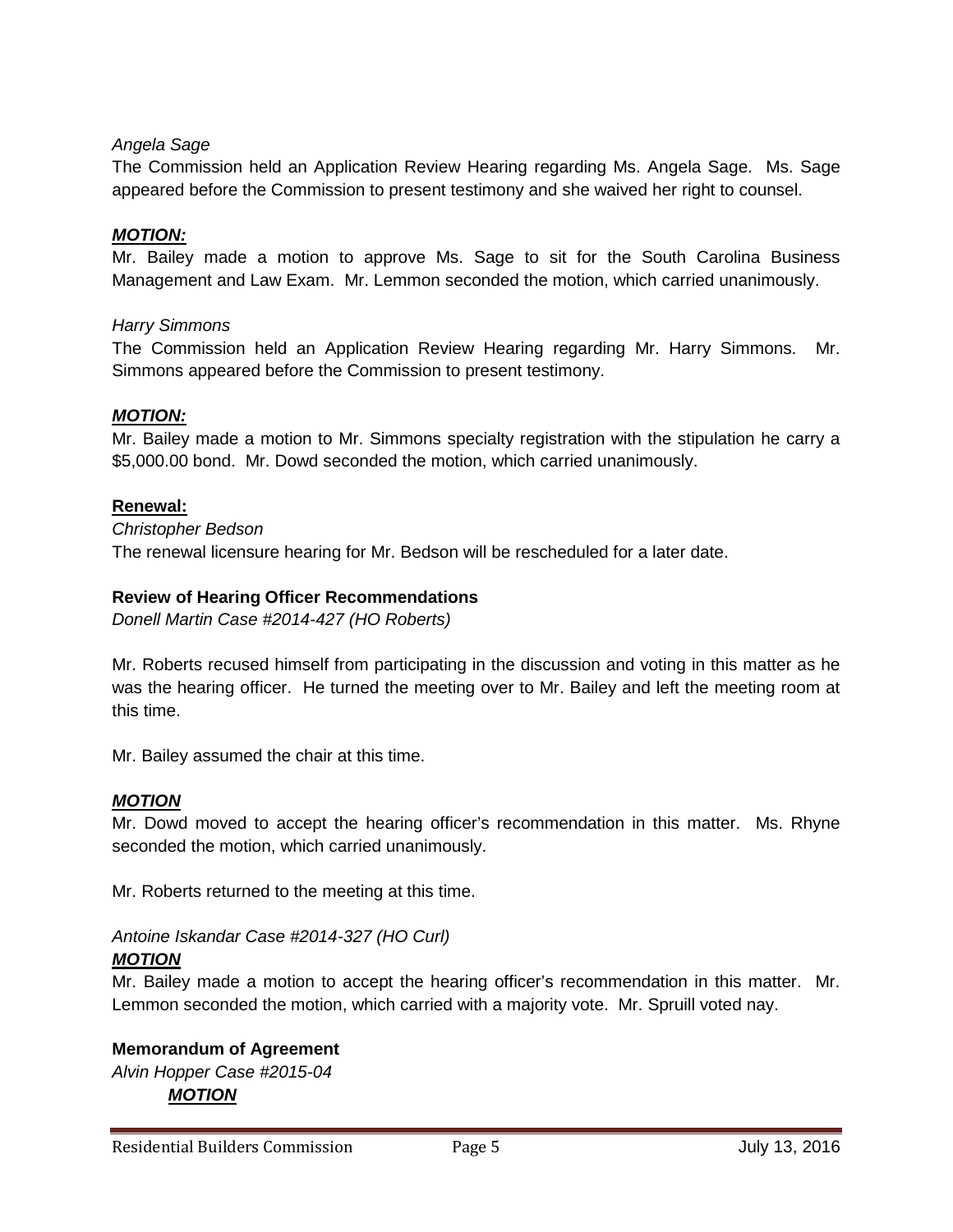*Angela Sage*

The Commission held an Application Review Hearing regarding Ms. Angela Sage. Ms. Sage appeared before the Commission to present testimony and she waived her right to counsel.

***MOTION:***

Mr. Bailey made a motion to approve Ms. Sage to sit for the South Carolina Business Management and Law Exam. Mr. Lemmon seconded the motion, which carried unanimously.

*Harry Simmons*

The Commission held an Application Review Hearing regarding Mr. Harry Simmons. Mr. Simmons appeared before the Commission to present testimony.

***MOTION:***

Mr. Bailey made a motion to Mr. Simmons specialty registration with the stipulation he carry a $5,000.00 bond. Mr. Dowd seconded the motion, which carried unanimously.

**Renewal:**

*Christopher Bedson*

The renewal licensure hearing for Mr. Bedson will be rescheduled for a later date.

**Review of Hearing Officer Recommendations**

*Donell Martin Case #2014-427 (HO Roberts)*

Mr. Roberts recused himself from participating in the discussion and voting in this matter as he was the hearing officer. He turned the meeting over to Mr. Bailey and left the meeting room at this time.

Mr. Bailey assumed the chair at this time.

***MOTION***

Mr. Dowd moved to accept the hearing officer's recommendation in this matter. Ms. Rhyne seconded the motion, which carried unanimously.

Mr. Roberts returned to the meeting at this time.

*Antoine Iskandar Case #2014-327 (HO Curl)*

***MOTION***

Mr. Bailey made a motion to accept the hearing officer's recommendation in this matter. Mr. Lemmon seconded the motion, which carried with a majority vote. Mr. Spruill voted nay.

**Memorandum of Agreement**

*Alvin Hopper Case #2015-04*

***MOTION***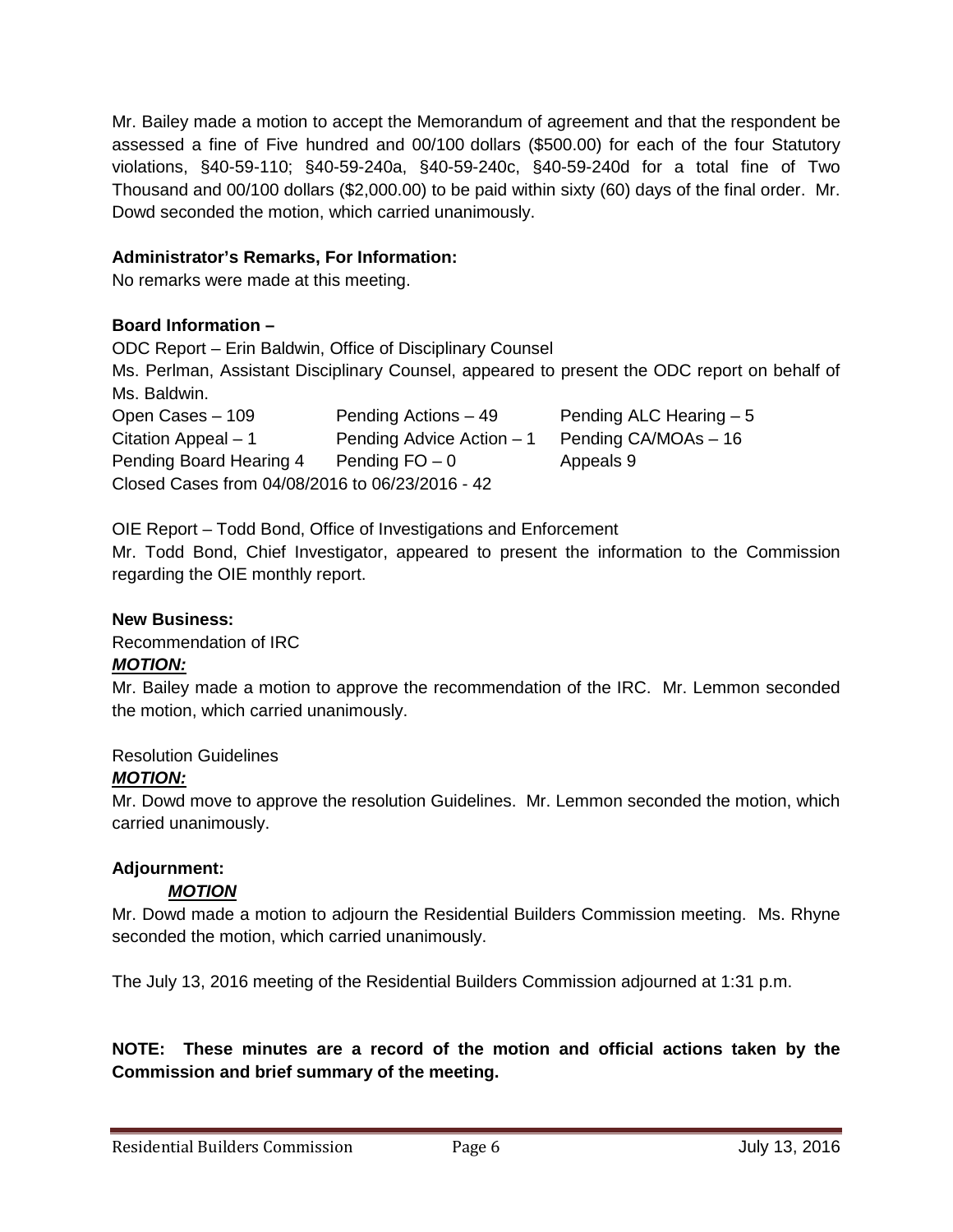Mr. Bailey made a motion to accept the Memorandum of agreement and that the respondent be assessed a fine of Five hundred and 00/100 dollars ($500.00) for each of the four Statutory violations, §40-59-110; §40-59-240a, §40-59-240c, §40-59-240d for a total fine of Two Thousand and 00/100 dollars ($2,000.00) to be paid within sixty (60) days of the final order. Mr. Dowd seconded the motion, which carried unanimously.

**Administrator's Remarks, For Information:**

No remarks were made at this meeting.

**Board Information –**

ODC Report – Erin Baldwin, Office of Disciplinary Counsel

Ms. Perlman, Assistant Disciplinary Counsel, appeared to present the ODC report on behalf of Ms. Baldwin.

| | | |
|---|---|---|
| Open Cases – 109 | Pending Actions – 49 | Pending ALC Hearing – 5 |
| Citation Appeal – 1 | Pending Advice Action – 1 | Pending CA/MOAs – 16 |
| Pending Board Hearing 4 | Pending FO – 0 | Appeals 9 |

Closed Cases from 04/08/2016 to 06/23/2016 - 42

OIE Report – Todd Bond, Office of Investigations and Enforcement

Mr. Todd Bond, Chief Investigator, appeared to present the information to the Commission regarding the OIE monthly report.

**New Business:**

Recommendation of IRC

***MOTION:***

Mr. Bailey made a motion to approve the recommendation of the IRC. Mr. Lemmon seconded the motion, which carried unanimously.

Resolution Guidelines

***MOTION:***

Mr. Dowd move to approve the resolution Guidelines. Mr. Lemmon seconded the motion, which carried unanimously.

**Adjournment:**

***MOTION***

Mr. Dowd made a motion to adjourn the Residential Builders Commission meeting. Ms. Rhyne seconded the motion, which carried unanimously.

The July 13, 2016 meeting of the Residential Builders Commission adjourned at 1:31 p.m.

**NOTE: These minutes are a record of the motion and official actions taken by the Commission and brief summary of the meeting.**